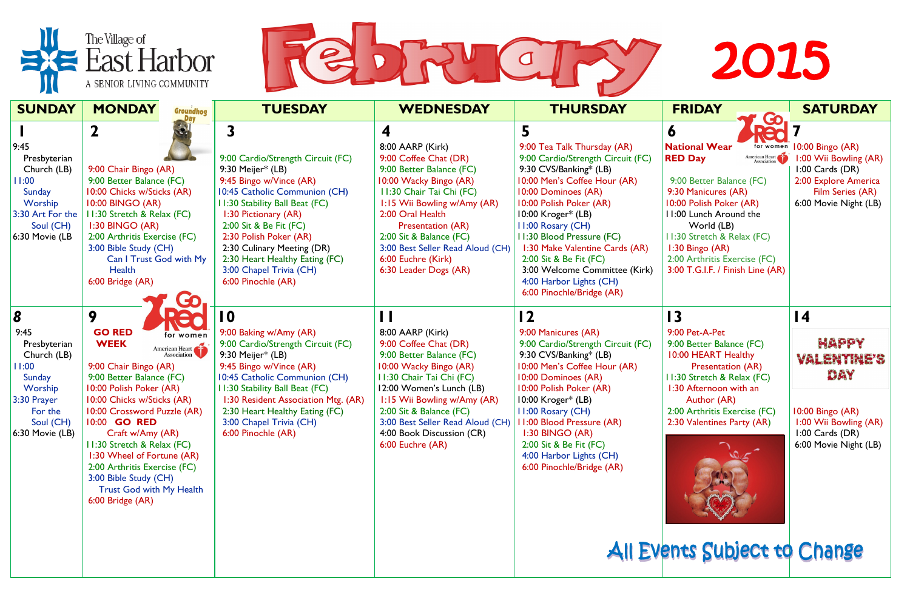# The Village of East Harbor
A SENIOR LIVING COMMUNITY

# February 2015

| SUNDAY | MONDAY | TUESDAY | WEDNESDAY | THURSDAY | FRIDAY | SATURDAY |
|---|---|---|---|---|---|---|
| **1**<br>9:45 Presbyterian Church (LB)<br>11:00 Sunday Worship<br>3:30 Art For the Soul (CH)<br>6:30 Movie (LB | **2** Groundhog Day<br>9:00 Chair Bingo (AR)<br>9:00 Better Balance (FC)<br>10:00 Chicks w/Sticks (AR)<br>10:00 BINGO (AR)<br>11:30 Stretch & Relax (FC)<br>1:30 BINGO (AR)<br>2:00 Arthritis Exercise (FC)<br>3:00 Bible Study (CH)<br>Can I Trust God with My Health<br>6:00 Bridge (AR) | **3**<br>9:00 Cardio/Strength Circuit (FC)<br>9:30 Meijer* (LB)<br>9:45 Bingo w/Vince (AR)<br>10:45 Catholic Communion (CH)<br>11:30 Stability Ball Beat (FC)<br>1:30 Pictionary (AR)<br>2:00 Sit & Be Fit (FC)<br>2:30 Polish Poker (AR)<br>2:30 Culinary Meeting (DR)<br>2:30 Heart Healthy Eating (FC)<br>3:00 Chapel Trivia (CH)<br>6:00 Pinochle (AR) | **4**<br>8:00 AARP (Kirk)<br>9:00 Coffee Chat (DR)<br>9:00 Better Balance (FC)<br>10:00 Wacky Bingo (AR)<br>11:30 Chair Tai Chi (FC)<br>1:15 Wii Bowling w/Amy (AR)<br>2:00 Oral Health Presentation (AR)<br>2:00 Sit & Balance (FC)<br>3:00 Best Seller Read Aloud (CH)<br>6:00 Euchre (Kirk)<br>6:30 Leader Dogs (AR) | **5**<br>9:00 Tea Talk Thursday (AR)<br>9:00 Cardio/Strength Circuit (FC)<br>9:30 CVS/Banking* (LB)<br>10:00 Men's Coffee Hour (AR)<br>10:00 Dominoes (AR)<br>10:00 Polish Poker (AR)<br>10:00 Kroger* (LB)<br>11:00 Rosary (CH)<br>11:30 Blood Pressure (FC)<br>1:30 Make Valentine Cards (AR)<br>2:00 Sit & Be Fit (FC)<br>3:00 Welcome Committee (Kirk)<br>4:00 Harbor Lights (CH)<br>6:00 Pinochle/Bridge (AR) | **6**<br>**National Wear RED Day**<br>Go Red for women – American Heart Association<br>9:00 Better Balance (FC)<br>9:30 Manicures (AR)<br>10:00 Polish Poker (AR)<br>11:00 Lunch Around the World (LB)<br>11:30 Stretch & Relax (FC)<br>1:30 Bingo (AR)<br>2:00 Arthritis Exercise (FC)<br>3:00 T.G.I.F. / Finish Line (AR) | **7**<br>10:00 Bingo (AR)<br>1:00 Wii Bowling (AR)<br>1:00 Cards (DR)<br>2:00 Explore America Film Series (AR)<br>6:00 Movie Night (LB) |
| **8**<br>9:45 Presbyterian Church (LB)<br>11:00 Sunday Worship<br>3:30 Prayer For the Soul (CH)<br>6:30 Movie (LB) | **9**<br>**GO RED WEEK**<br>Go Red for women – American Heart Association<br>9:00 Chair Bingo (AR)<br>9:00 Better Balance (FC)<br>10:00 Polish Poker (AR)<br>10:00 Chicks w/Sticks (AR)<br>10:00 Crossword Puzzle (AR)<br>10:00 **GO RED** Craft w/Amy (AR)<br>11:30 Stretch & Relax (FC)<br>1:30 Wheel of Fortune (AR)<br>2:00 Arthritis Exercise (FC)<br>3:00 Bible Study (CH)<br>Trust God with My Health<br>6:00 Bridge (AR) | **10**<br>9:00 Baking w/Amy (AR)<br>9:00 Cardio/Strength Circuit (FC)<br>9:30 Meijer* (LB)<br>9:45 Bingo w/Vince (AR)<br>10:45 Catholic Communion (CH)<br>11:30 Stability Ball Beat (FC)<br>1:30 Resident Association Mtg. (AR)<br>2:30 Heart Healthy Eating (FC)<br>3:00 Chapel Trivia (CH)<br>6:00 Pinochle (AR) | **11**<br>8:00 AARP (Kirk)<br>9:00 Coffee Chat (DR)<br>9:00 Better Balance (FC)<br>10:00 Wacky Bingo (AR)<br>11:30 Chair Tai Chi (FC)<br>12:00 Women's Lunch (LB)<br>1:15 Wii Bowling w/Amy (AR)<br>2:00 Sit & Balance (FC)<br>3:00 Best Seller Read Aloud (CH)<br>4:00 Book Discussion (CR)<br>6:00 Euchre (AR) | **12**<br>9:00 Manicures (AR)<br>9:00 Cardio/Strength Circuit (FC)<br>9:30 CVS/Banking* (LB)<br>10:00 Men's Coffee Hour (AR)<br>10:00 Dominoes (AR)<br>10:00 Polish Poker (AR)<br>10:00 Kroger* (LB)<br>11:00 Rosary (CH)<br>11:00 Blood Pressure (AR)<br>1:30 BINGO (AR)<br>2:00 Sit & Be Fit (FC)<br>4:00 Harbor Lights (CH)<br>6:00 Pinochle/Bridge (AR) | **13**<br>9:00 Pet-A-Pet<br>9:00 Better Balance (FC)<br>10:00 HEART Healthy Presentation (AR)<br>11:30 Stretch & Relax (FC)<br>1:30 Afternoon with an Author (AR)<br>2:00 Arthritis Exercise (FC)<br>2:30 Valentines Party (AR) | **14**<br>HAPPY VALENTINE'S DAY<br>10:00 Bingo (AR)<br>1:00 Wii Bowling (AR)<br>1:00 Cards (DR)<br>6:00 Movie Night (LB) |

All Events Subject to Change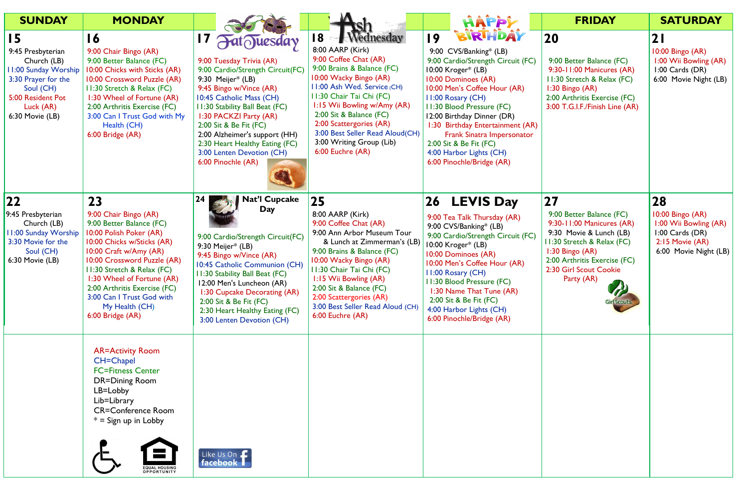| SUNDAY | MONDAY | Fat Tuesday | Ash Wednesday | HAPPY BIRTHDAY | FRIDAY | SATURDAY |
|---|---|---|---|---|---|---|
| **15**<br>9:45 Presbyterian Church (LB)<br>11:00 Sunday Worship<br>3:30 Prayer for the Soul (CH)<br>5:00 Resident Pot Luck (AR)<br>6:30 Movie (LB) | **16**<br>9:00 Chair Bingo (AR)<br>9:00 Better Balance (FC)<br>10:00 Chicks with Sticks (AR)<br>10:00 Crossword Puzzle (AR)<br>11:30 Stretch & Relax (FC)<br>1:30 Wheel of Fortune (AR)<br>2:00 Arthritis Exercise (FC)<br>3:00 Can I Trust God with My Health (CH)<br>6:00 Bridge (AR) | **17**<br>9:00 Tuesday Trivia (AR)<br>9:00 Cardio/Strength Circuit(FC)<br>9:30 Meijer* (LB)<br>9:45 Bingo w/Vince (AR)<br>10:45 Catholic Mass (CH)<br>11:30 Stability Ball Beat (FC)<br>1:30 PACKZI Party (AR)<br>2:00 Sit & Be Fit (FC)<br>2:00 Alzheimer's support (HH)<br>2:30 Heart Healthy Eating (FC)<br>3:00 Lenten Devotion (CH)<br>6:00 Pinochle (AR) | **18**<br>8:00 AARP (Kirk)<br>9:00 Coffee Chat (AR)<br>9:00 Brains & Balance (FC)<br>10:00 Wacky Bingo (AR)<br>11:00 Ash Wed. Service (CH)<br>11:30 Chair Tai Chi (FC)<br>1:15 Wii Bowling w/Amy (AR)<br>2:00 Sit & Balance (FC)<br>2:00 Scattergories (AR)<br>3:00 Best Seller Read Aloud(CH)<br>3:00 Writing Group (Lib)<br>6:00 Euchre (AR) | **19**<br>9:00 CVS/Banking* (LB)<br>9:00 Cardio/Strength Circuit (FC)<br>10:00 Kroger* (LB)<br>10:00 Dominoes (AR)<br>10:00 Men's Coffee Hour (AR)<br>11:00 Rosary (CH)<br>11:30 Blood Pressure (FC)<br>12:00 Birthday Dinner (DR)<br>1:30 Birthday Entertainment (AR) Frank Sinatra Impersonator<br>2:00 Sit & Be Fit (FC)<br>4:00 Harbor Lights (CH)<br>6:00 Pinochle/Bridge (AR) | **20**<br>9:00 Better Balance (FC)<br>9:30-11:00 Manicures (AR)<br>11:30 Stretch & Relax (FC)<br>1:30 Bingo (AR)<br>2:00 Arthritis Exercise (FC)<br>3:00 T.G.I.F./Finish Line (AR) | **21**<br>10:00 Bingo (AR)<br>1:00 Wii Bowling (AR)<br>1:00 Cards (DR)<br>6:00 Movie Night (LB) |
| **22**<br>9:45 Presbyterian Church (LB)<br>11:00 Sunday Worship<br>3:30 Movie for the Soul (CH)<br>6:30 Movie (LB) | **23**<br>9:00 Chair Bingo (AR)<br>9:00 Better Balance (FC)<br>10:00 Polish Poker (AR)<br>10:00 Chicks w/Sticks (AR)<br>10:00 Craft w/Amy (AR)<br>10:00 Crossword Puzzle (AR)<br>11:30 Stretch & Relax (FC)<br>1:30 Wheel of Fortune (AR)<br>2:00 Arthritis Exercise (FC)<br>3:00 Can I Trust God with My Health (CH)<br>6:00 Bridge (AR) | **24** **Nat'l Cupcake Day**<br>9:00 Cardio/Strength Circuit(FC)<br>9:30 Meijer* (LB)<br>9:45 Bingo w/Vince (AR)<br>10:45 Catholic Communion (CH)<br>11:30 Stability Ball Beat (FC)<br>12:00 Men's Luncheon (AR)<br>1:30 Cupcake Decorating (AR)<br>2:00 Sit & Be Fit (FC)<br>2:30 Heart Healthy Eating (FC)<br>3:00 Lenten Devotion (CH) | **25**<br>8:00 AARP (Kirk)<br>9:00 Coffee Chat (AR)<br>9:00 Ann Arbor Museum Tour & Lunch at Zimmerman's (LB)<br>9:00 Brains & Balance (FC)<br>10:00 Wacky Bingo (AR)<br>11:30 Chair Tai Chi (FC)<br>1:15 Wii Bowling (AR)<br>2:00 Sit & Balance (FC)<br>2:00 Scattergories (AR)<br>3:00 Best Seller Read Aloud (CH)<br>6:00 Euchre (AR) | **26 LEVIS Day**<br>9:00 Tea Talk Thursday (AR)<br>9:00 CVS/Banking* (LB)<br>9:00 Cardio/Strength Circuit (FC)<br>10:00 Kroger* (LB)<br>10:00 Dominoes (AR)<br>10:00 Men's Coffee Hour (AR)<br>11:00 Rosary (CH)<br>11:30 Blood Pressure (FC)<br>1:30 Name That Tune (AR)<br>2:00 Sit & Be Fit (FC)<br>4:00 Harbor Lights (CH)<br>6:00 Pinochle/Bridge (AR) | **27**<br>9:00 Better Balance (FC)<br>9:30-11:00 Manicures (AR)<br>9:30 Movie & Lunch (LB)<br>11:30 Stretch & Relax (FC)<br>1:30 Bingo (AR)<br>2:00 Arthritis Exercise (FC)<br>2:30 Girl Scout Cookie Party (AR) | **28**<br>10:00 Bingo (AR)<br>1:00 Wii Bowling (AR)<br>1:00 Cards (DR)<br>2:15 Movie (AR)<br>6:00 Movie Night (LB) |
| | AR=Activity Room<br>CH=Chapel<br>FC=Fitness Center<br>DR=Dining Room<br>LB=Lobby<br>Lib=Library<br>CR=Conference Room<br>* = Sign up in Lobby<br>EQUAL HOUSING OPPORTUNITY | Like Us On facebook | | | | |